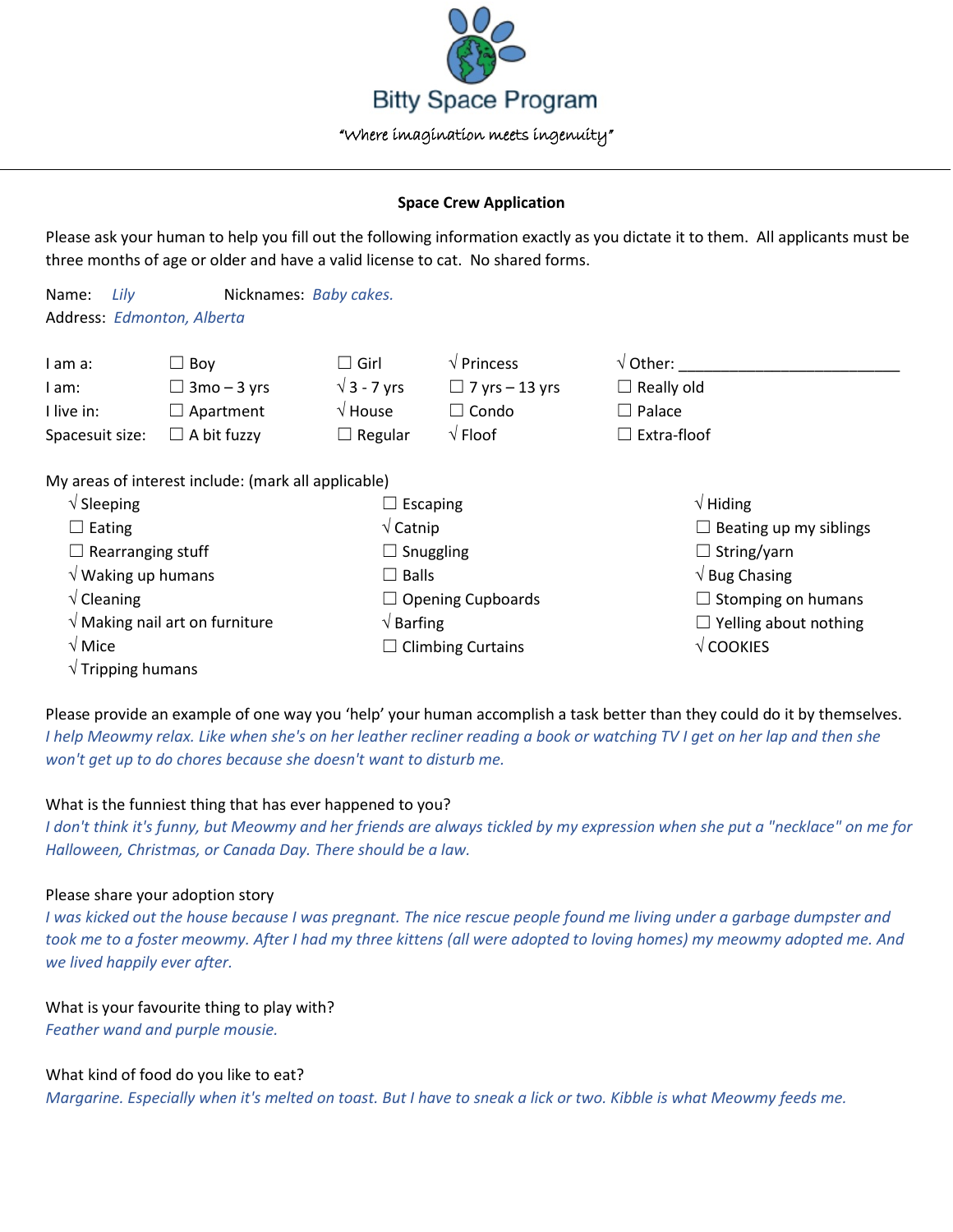# Bitty Space Program

*"Where imagination meets ingenuity"*

---

**Space Crew Application**

Please ask your human to help you fill out the following information exactly as you dictate it to them. All applicants must be three months of age or older and have a valid license to cat. No shared forms.

Name: *Lily* Nicknames: *Baby cakes.*
Address: *Edmonton, Alberta*

| | | | | |
|---|---|---|---|---|
| I am a: | ☐ Boy | ☐ Girl | √ Princess | √ Other: ___________________________ |
| I am: | ☐ 3mo – 3 yrs | √ 3 - 7 yrs | ☐ 7 yrs – 13 yrs | ☐ Really old |
| I live in: | ☐ Apartment | √ House | ☐ Condo | ☐ Palace |
| Spacesuit size: | ☐ A bit fuzzy | ☐ Regular | √ Floof | ☐ Extra-floof |

My areas of interest include: (mark all applicable)

| | | |
|---|---|---|
| √ Sleeping | ☐ Escaping | √ Hiding |
| ☐ Eating | √ Catnip | ☐ Beating up my siblings |
| ☐ Rearranging stuff | ☐ Snuggling | ☐ String/yarn |
| √ Waking up humans | ☐ Balls | √ Bug Chasing |
| √ Cleaning | ☐ Opening Cupboards | ☐ Stomping on humans |
| √ Making nail art on furniture | √ Barfing | ☐ Yelling about nothing |
| √ Mice | ☐ Climbing Curtains | √ COOKIES |
| √ Tripping humans | | |

Please provide an example of one way you 'help' your human accomplish a task better than they could do it by themselves.
*I help Meowmy relax. Like when she's on her leather recliner reading a book or watching TV I get on her lap and then she won't get up to do chores because she doesn't want to disturb me.*

What is the funniest thing that has ever happened to you?
*I don't think it's funny, but Meowmy and her friends are always tickled by my expression when she put a "necklace" on me for Halloween, Christmas, or Canada Day. There should be a law.*

Please share your adoption story
*I was kicked out the house because I was pregnant. The nice rescue people found me living under a garbage dumpster and took me to a foster meowmy. After I had my three kittens (all were adopted to loving homes) my meowmy adopted me. And we lived happily ever after.*

What is your favourite thing to play with?
*Feather wand and purple mousie.*

What kind of food do you like to eat?
*Margarine. Especially when it's melted on toast. But I have to sneak a lick or two. Kibble is what Meowmy feeds me.*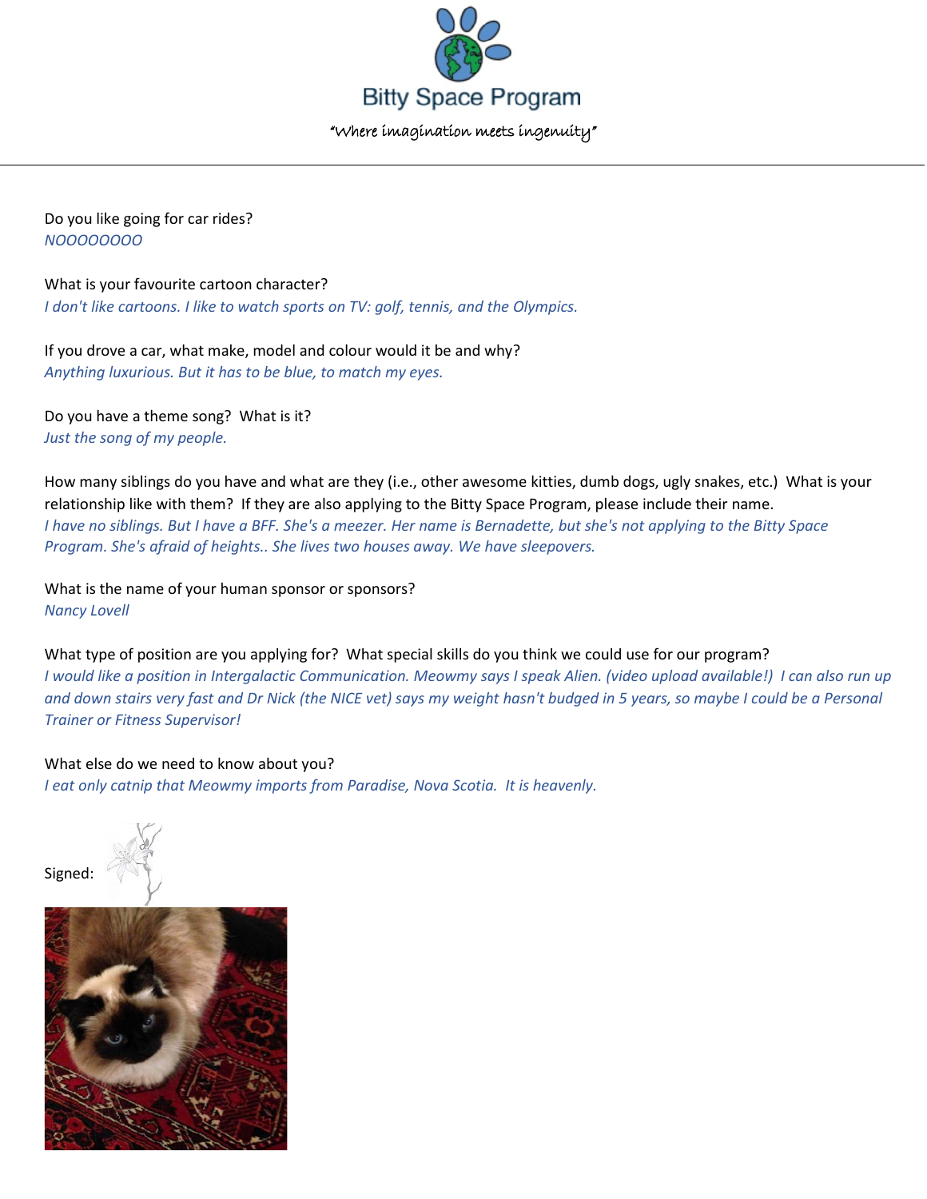Bitty Space Program

*"Where imagination meets ingenuity"*

Do you like going for car rides?
*NOOOOOOOO*

What is your favourite cartoon character?
*I don't like cartoons. I like to watch sports on TV: golf, tennis, and the Olympics.*

If you drove a car, what make, model and colour would it be and why?
*Anything luxurious. But it has to be blue, to match my eyes.*

Do you have a theme song? What is it?
*Just the song of my people.*

How many siblings do you have and what are they (i.e., other awesome kitties, dumb dogs, ugly snakes, etc.) What is your relationship like with them? If they are also applying to the Bitty Space Program, please include their name.
*I have no siblings. But I have a BFF. She's a meezer. Her name is Bernadette, but she's not applying to the Bitty Space Program. She's afraid of heights.. She lives two houses away. We have sleepovers.*

What is the name of your human sponsor or sponsors?
*Nancy Lovell*

What type of position are you applying for? What special skills do you think we could use for our program?
*I would like a position in Intergalactic Communication. Meowmy says I speak Alien. (video upload available!) I can also run up and down stairs very fast and Dr Nick (the NICE vet) says my weight hasn't budged in 5 years, so maybe I could be a Personal Trainer or Fitness Supervisor!*

What else do we need to know about you?
*I eat only catnip that Meowmy imports from Paradise, Nova Scotia. It is heavenly.*

Signed: